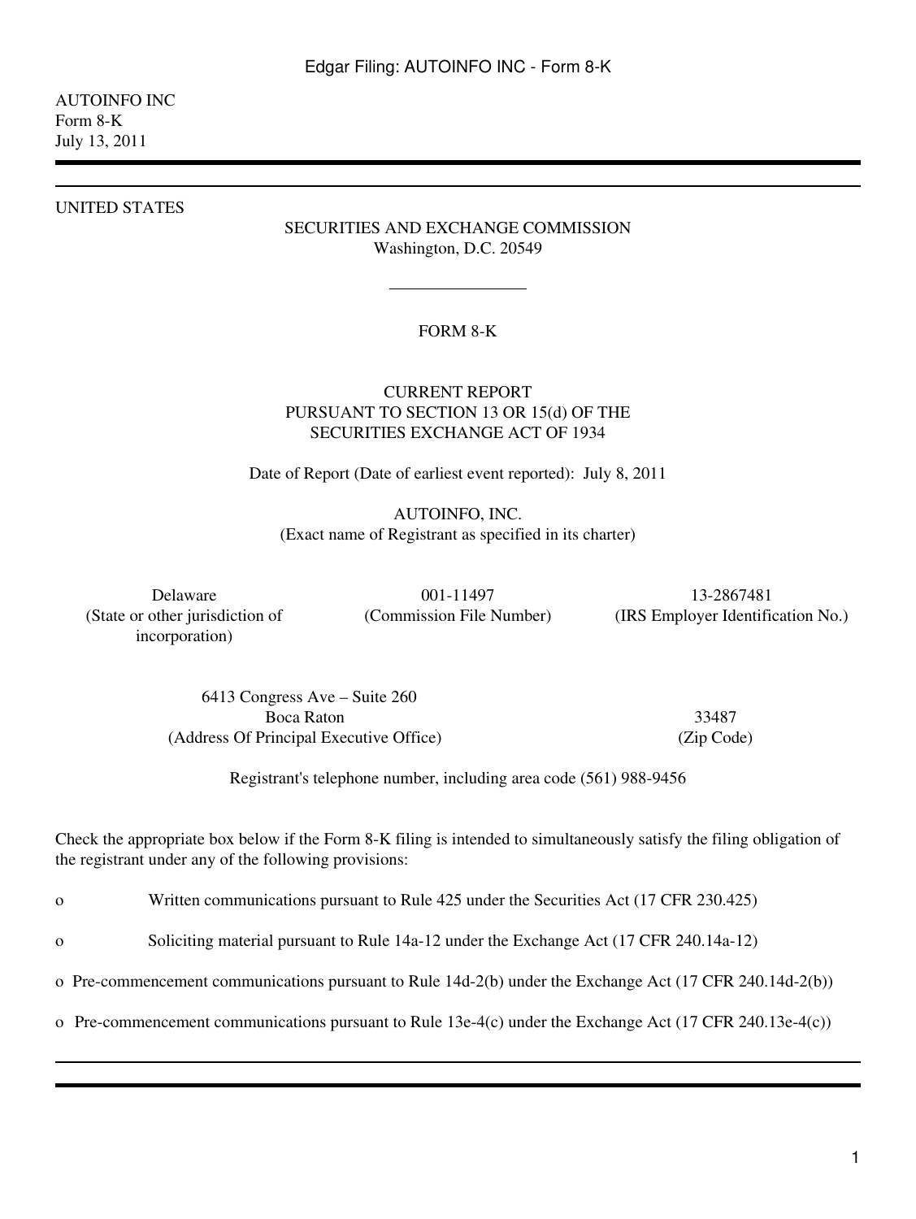AUTOINFO INC
Form 8-K
July 13, 2011

---

UNITED STATES

SECURITIES AND EXCHANGE COMMISSION
Washington, D.C. 20549

# FORM 8-K

CURRENT REPORT
PURSUANT TO SECTION 13 OR 15(d) OF THE
SECURITIES EXCHANGE ACT OF 1934

Date of Report (Date of earliest event reported): July 8, 2011

AUTOINFO, INC.
(Exact name of Registrant as specified in its charter)

| Delaware | 001-11497 | 13-2867481 |
|---|---|---|
| (State or other jurisdiction of incorporation) | (Commission File Number) | (IRS Employer Identification No.) |

| 6413 Congress Ave – Suite 260 Boca Raton | 33487 |
|---|---|
| (Address Of Principal Executive Office) | (Zip Code) |

Registrant's telephone number, including area code (561) 988-9456

Check the appropriate box below if the Form 8-K filing is intended to simultaneously satisfy the filing obligation of the registrant under any of the following provisions:

o Written communications pursuant to Rule 425 under the Securities Act (17 CFR 230.425)

o Soliciting material pursuant to Rule 14a-12 under the Exchange Act (17 CFR 240.14a-12)

o Pre-commencement communications pursuant to Rule 14d-2(b) under the Exchange Act (17 CFR 240.14d-2(b))

o Pre-commencement communications pursuant to Rule 13e-4(c) under the Exchange Act (17 CFR 240.13e-4(c))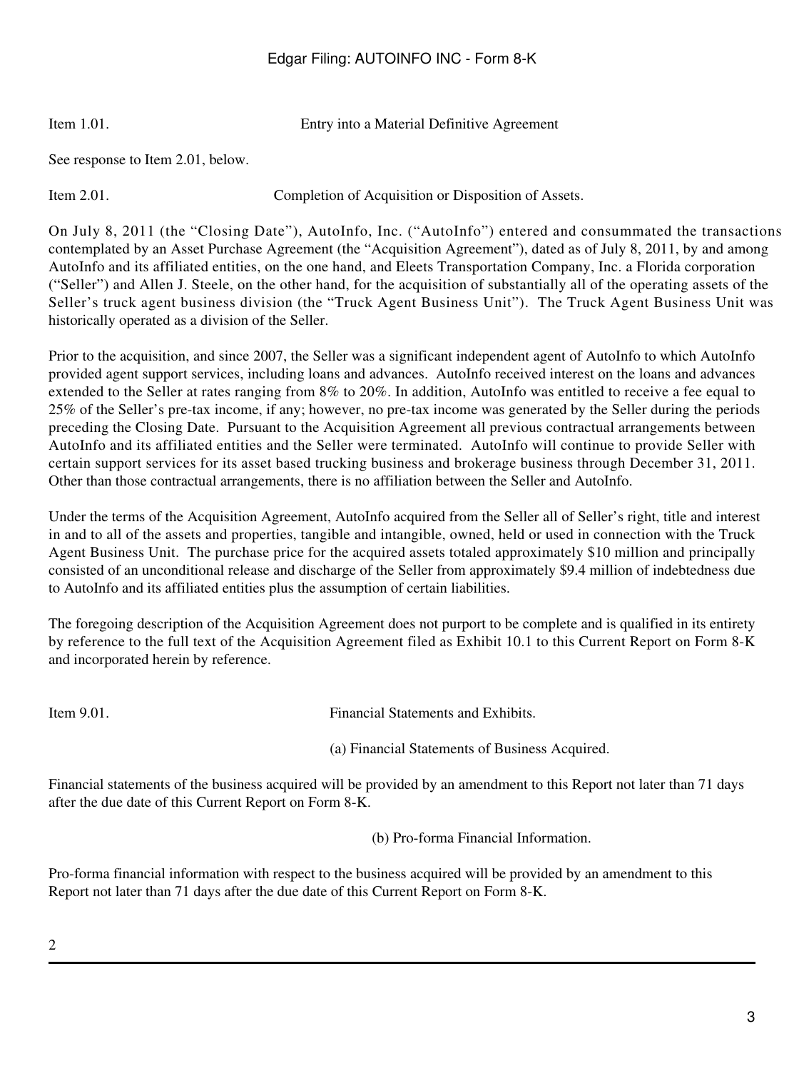Item 1.01. Entry into a Material Definitive Agreement

See response to Item 2.01, below.

Item 2.01. Completion of Acquisition or Disposition of Assets.

On July 8, 2011 (the "Closing Date"), AutoInfo, Inc. ("AutoInfo") entered and consummated the transactions contemplated by an Asset Purchase Agreement (the "Acquisition Agreement"), dated as of July 8, 2011, by and among AutoInfo and its affiliated entities, on the one hand, and Eleets Transportation Company, Inc. a Florida corporation ("Seller") and Allen J. Steele, on the other hand, for the acquisition of substantially all of the operating assets of the Seller's truck agent business division (the "Truck Agent Business Unit"). The Truck Agent Business Unit was historically operated as a division of the Seller.

Prior to the acquisition, and since 2007, the Seller was a significant independent agent of AutoInfo to which AutoInfo provided agent support services, including loans and advances. AutoInfo received interest on the loans and advances extended to the Seller at rates ranging from 8% to 20%. In addition, AutoInfo was entitled to receive a fee equal to 25% of the Seller's pre-tax income, if any; however, no pre-tax income was generated by the Seller during the periods preceding the Closing Date. Pursuant to the Acquisition Agreement all previous contractual arrangements between AutoInfo and its affiliated entities and the Seller were terminated. AutoInfo will continue to provide Seller with certain support services for its asset based trucking business and brokerage business through December 31, 2011. Other than those contractual arrangements, there is no affiliation between the Seller and AutoInfo.

Under the terms of the Acquisition Agreement, AutoInfo acquired from the Seller all of Seller's right, title and interest in and to all of the assets and properties, tangible and intangible, owned, held or used in connection with the Truck Agent Business Unit. The purchase price for the acquired assets totaled approximately $10 million and principally consisted of an unconditional release and discharge of the Seller from approximately $9.4 million of indebtedness due to AutoInfo and its affiliated entities plus the assumption of certain liabilities.

The foregoing description of the Acquisition Agreement does not purport to be complete and is qualified in its entirety by reference to the full text of the Acquisition Agreement filed as Exhibit 10.1 to this Current Report on Form 8-K and incorporated herein by reference.

Item 9.01. Financial Statements and Exhibits.

(a) Financial Statements of Business Acquired.

Financial statements of the business acquired will be provided by an amendment to this Report not later than 71 days after the due date of this Current Report on Form 8-K.

(b) Pro-forma Financial Information.

Pro-forma financial information with respect to the business acquired will be provided by an amendment to this Report not later than 71 days after the due date of this Current Report on Form 8-K.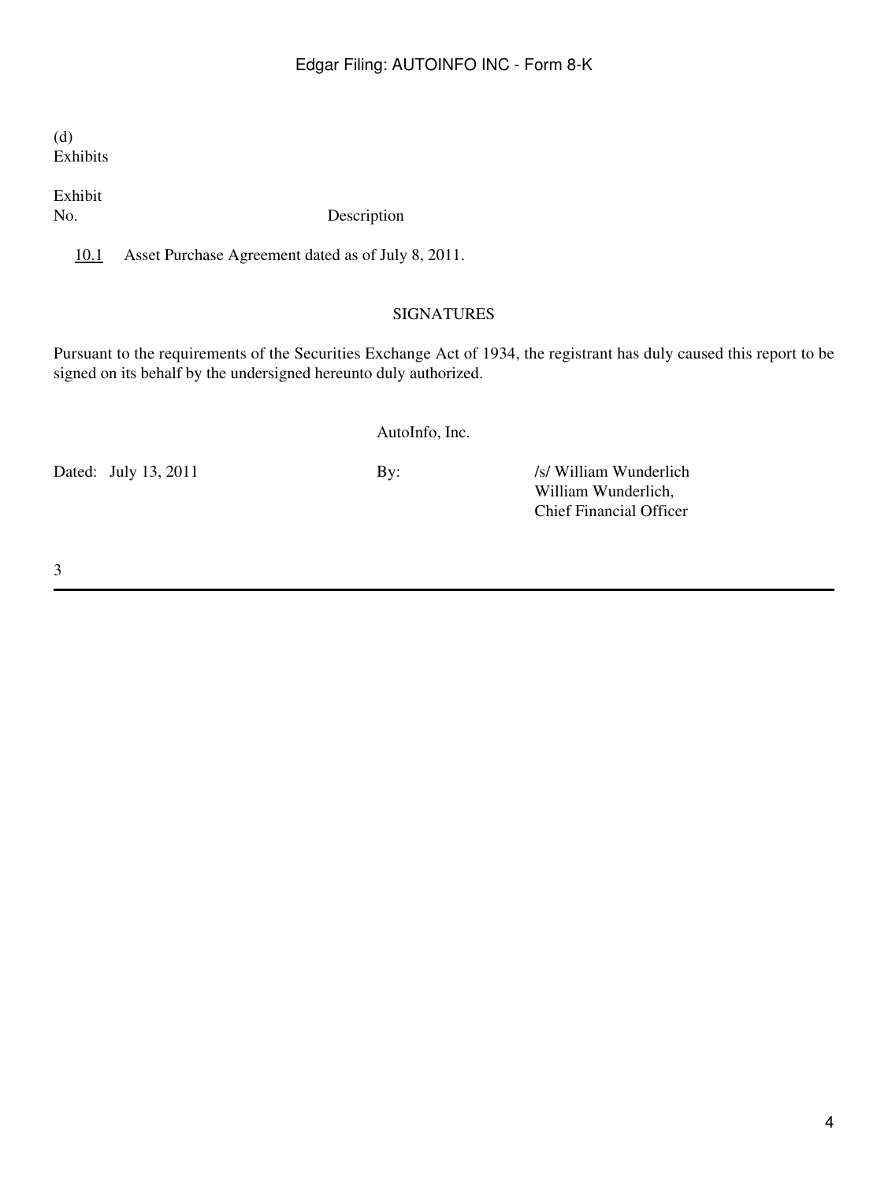(d)
Exhibits

| Exhibit No. | Description |
| --- | --- |
| 10.1 | Asset Purchase Agreement dated as of July 8, 2011. |

SIGNATURES

Pursuant to the requirements of the Securities Exchange Act of 1934, the registrant has duly caused this report to be signed on its behalf by the undersigned hereunto duly authorized.

AutoInfo, Inc.

| | | |
| --- | --- | --- |
| Dated: July 13, 2011 | By: | /s/ William Wunderlich<br>William Wunderlich,<br>Chief Financial Officer |

3